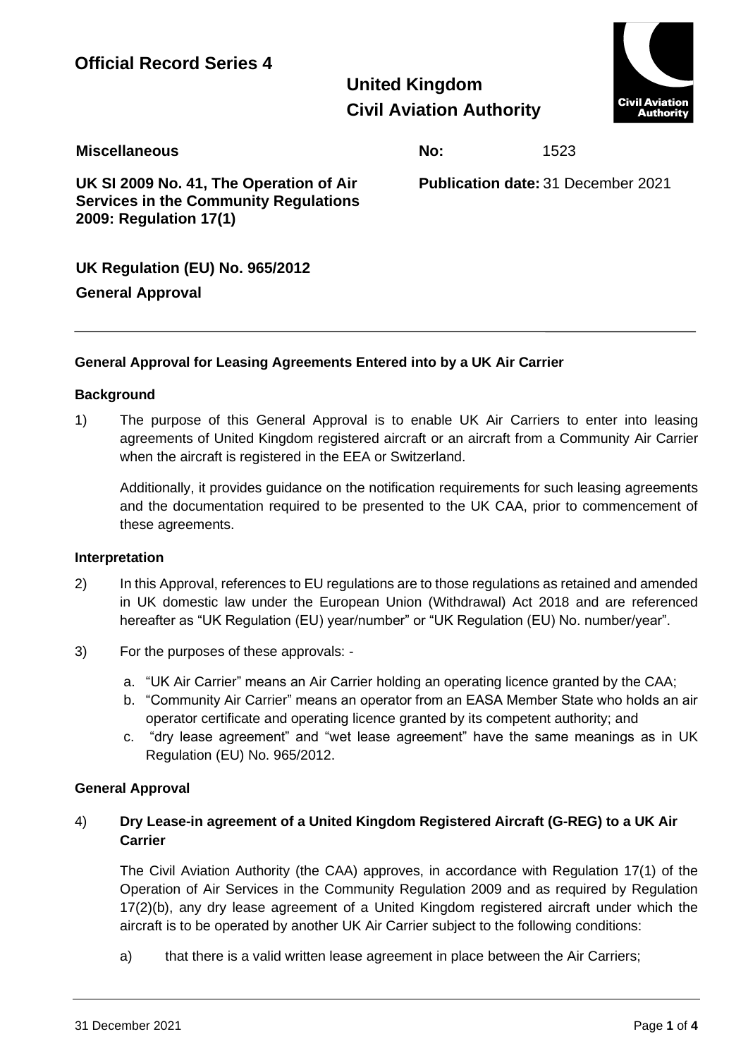**Official Record Series 4**

**United Kingdom**
**Civil Aviation Authority**

**Miscellaneous** **No:** 1523

**UK SI 2009 No. 41, The Operation of Air Services in the Community Regulations 2009: Regulation 17(1)**

**Publication date:** 31 December 2021

**UK Regulation (EU) No. 965/2012**

**General Approval**

---

### General Approval for Leasing Agreements Entered into by a UK Air Carrier

#### Background

1) The purpose of this General Approval is to enable UK Air Carriers to enter into leasing agreements of United Kingdom registered aircraft or an aircraft from a Community Air Carrier when the aircraft is registered in the EEA or Switzerland.

   Additionally, it provides guidance on the notification requirements for such leasing agreements and the documentation required to be presented to the UK CAA, prior to commencement of these agreements.

#### Interpretation

2) In this Approval, references to EU regulations are to those regulations as retained and amended in UK domestic law under the European Union (Withdrawal) Act 2018 and are referenced hereafter as "UK Regulation (EU) year/number" or "UK Regulation (EU) No. number/year".

3) For the purposes of these approvals: -

   a. "UK Air Carrier" means an Air Carrier holding an operating licence granted by the CAA;
   b. "Community Air Carrier" means an operator from an EASA Member State who holds an air operator certificate and operating licence granted by its competent authority; and
   c. "dry lease agreement" and "wet lease agreement" have the same meanings as in UK Regulation (EU) No. 965/2012.

#### General Approval

4) **Dry Lease-in agreement of a United Kingdom Registered Aircraft (G-REG) to a UK Air Carrier**

   The Civil Aviation Authority (the CAA) approves, in accordance with Regulation 17(1) of the Operation of Air Services in the Community Regulation 2009 and as required by Regulation 17(2)(b), any dry lease agreement of a United Kingdom registered aircraft under which the aircraft is to be operated by another UK Air Carrier subject to the following conditions:

   a) that there is a valid written lease agreement in place between the Air Carriers;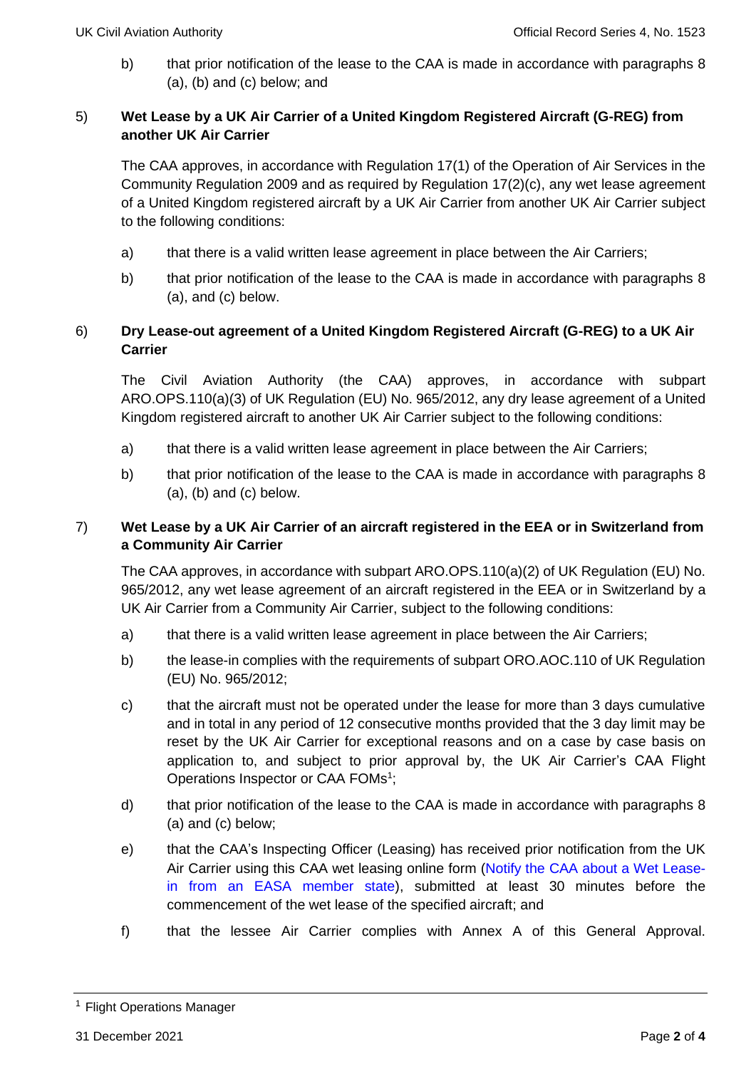b) that prior notification of the lease to the CAA is made in accordance with paragraphs 8 (a), (b) and (c) below; and

5) **Wet Lease by a UK Air Carrier of a United Kingdom Registered Aircraft (G-REG) from another UK Air Carrier**

The CAA approves, in accordance with Regulation 17(1) of the Operation of Air Services in the Community Regulation 2009 and as required by Regulation 17(2)(c), any wet lease agreement of a United Kingdom registered aircraft by a UK Air Carrier from another UK Air Carrier subject to the following conditions:

a) that there is a valid written lease agreement in place between the Air Carriers;

b) that prior notification of the lease to the CAA is made in accordance with paragraphs 8 (a), and (c) below.

6) **Dry Lease-out agreement of a United Kingdom Registered Aircraft (G-REG) to a UK Air Carrier**

The Civil Aviation Authority (the CAA) approves, in accordance with subpart ARO.OPS.110(a)(3) of UK Regulation (EU) No. 965/2012, any dry lease agreement of a United Kingdom registered aircraft to another UK Air Carrier subject to the following conditions:

a) that there is a valid written lease agreement in place between the Air Carriers;

b) that prior notification of the lease to the CAA is made in accordance with paragraphs 8 (a), (b) and (c) below.

7) **Wet Lease by a UK Air Carrier of an aircraft registered in the EEA or in Switzerland from a Community Air Carrier**

The CAA approves, in accordance with subpart ARO.OPS.110(a)(2) of UK Regulation (EU) No. 965/2012, any wet lease agreement of an aircraft registered in the EEA or in Switzerland by a UK Air Carrier from a Community Air Carrier, subject to the following conditions:

a) that there is a valid written lease agreement in place between the Air Carriers;

b) the lease-in complies with the requirements of subpart ORO.AOC.110 of UK Regulation (EU) No. 965/2012;

c) that the aircraft must not be operated under the lease for more than 3 days cumulative and in total in any period of 12 consecutive months provided that the 3 day limit may be reset by the UK Air Carrier for exceptional reasons and on a case by case basis on application to, and subject to prior approval by, the UK Air Carrier's CAA Flight Operations Inspector or CAA FOMs[1];

d) that prior notification of the lease to the CAA is made in accordance with paragraphs 8 (a) and (c) below;

e) that the CAA's Inspecting Officer (Leasing) has received prior notification from the UK Air Carrier using this CAA wet leasing online form (Notify the CAA about a Wet Lease-in from an EASA member state), submitted at least 30 minutes before the commencement of the wet lease of the specified aircraft; and

f) that the lessee Air Carrier complies with Annex A of this General Approval.

[1] Flight Operations Manager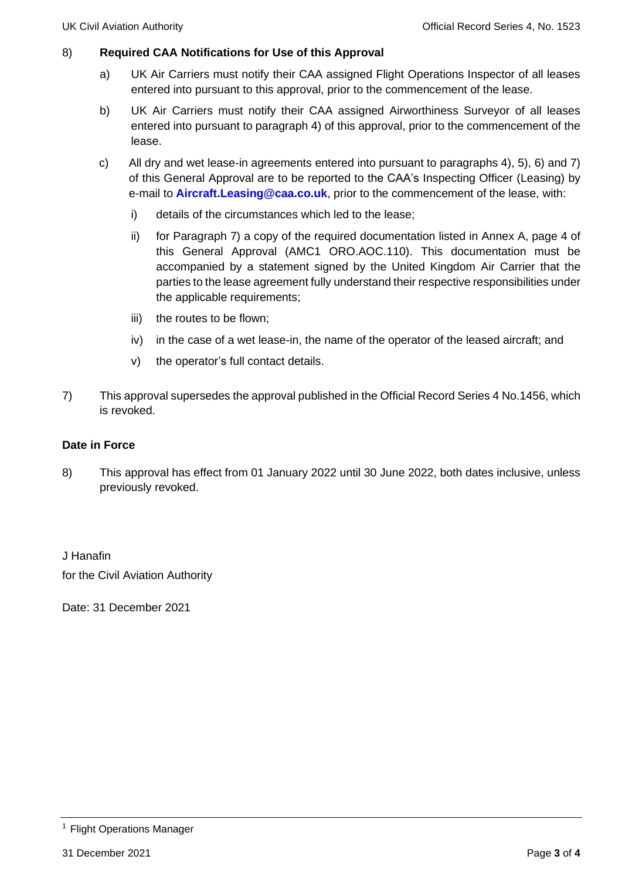8) **Required CAA Notifications for Use of this Approval**

   a) UK Air Carriers must notify their CAA assigned Flight Operations Inspector of all leases entered into pursuant to this approval, prior to the commencement of the lease.

   b) UK Air Carriers must notify their CAA assigned Airworthiness Surveyor of all leases entered into pursuant to paragraph 4) of this approval, prior to the commencement of the lease.

   c) All dry and wet lease-in agreements entered into pursuant to paragraphs 4), 5), 6) and 7) of this General Approval are to be reported to the CAA's Inspecting Officer (Leasing) by e-mail to **Aircraft.Leasing@caa.co.uk**, prior to the commencement of the lease, with:

      i) details of the circumstances which led to the lease;

      ii) for Paragraph 7) a copy of the required documentation listed in Annex A, page 4 of this General Approval (AMC1 ORO.AOC.110). This documentation must be accompanied by a statement signed by the United Kingdom Air Carrier that the parties to the lease agreement fully understand their respective responsibilities under the applicable requirements;

      iii) the routes to be flown;

      iv) in the case of a wet lease-in, the name of the operator of the leased aircraft; and

      v) the operator's full contact details.

7) This approval supersedes the approval published in the Official Record Series 4 No.1456, which is revoked.

**Date in Force**

8) This approval has effect from 01 January 2022 until 30 June 2022, both dates inclusive, unless previously revoked.

J Hanafin

for the Civil Aviation Authority

Date: 31 December 2021

---

[1] Flight Operations Manager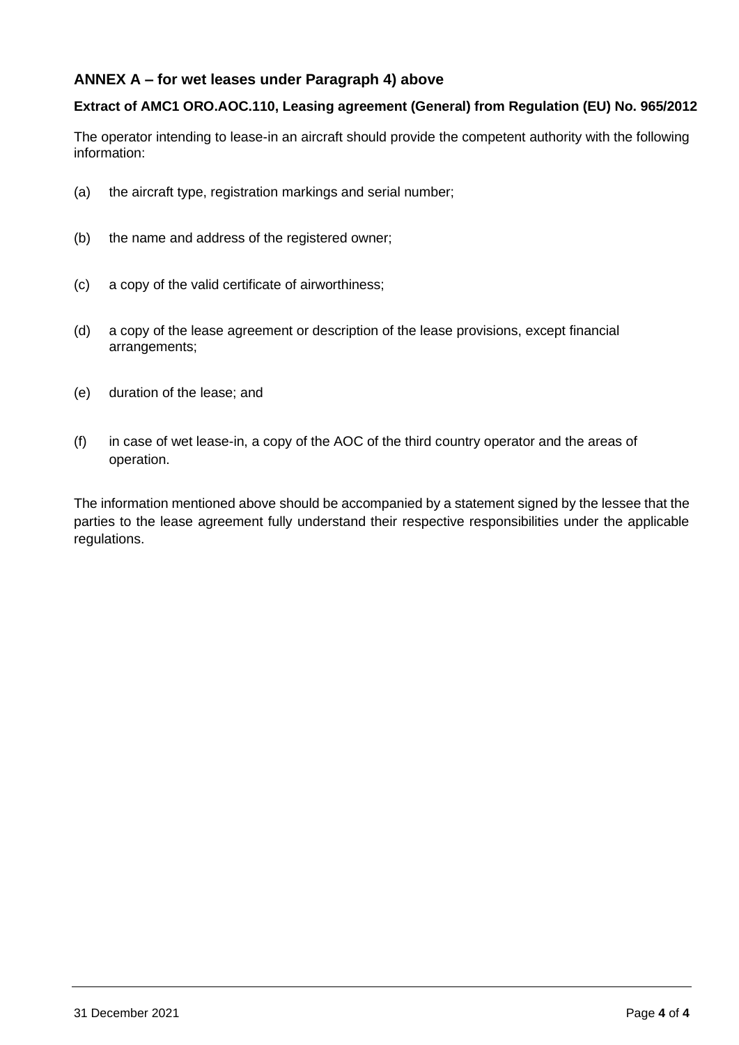## ANNEX A – for wet leases under Paragraph 4) above

### Extract of AMC1 ORO.AOC.110, Leasing agreement (General) from Regulation (EU) No. 965/2012

The operator intending to lease-in an aircraft should provide the competent authority with the following information:

(a) the aircraft type, registration markings and serial number;

(b) the name and address of the registered owner;

(c) a copy of the valid certificate of airworthiness;

(d) a copy of the lease agreement or description of the lease provisions, except financial arrangements;

(e) duration of the lease; and

(f) in case of wet lease-in, a copy of the AOC of the third country operator and the areas of operation.

The information mentioned above should be accompanied by a statement signed by the lessee that the parties to the lease agreement fully understand their respective responsibilities under the applicable regulations.

31 December 2021